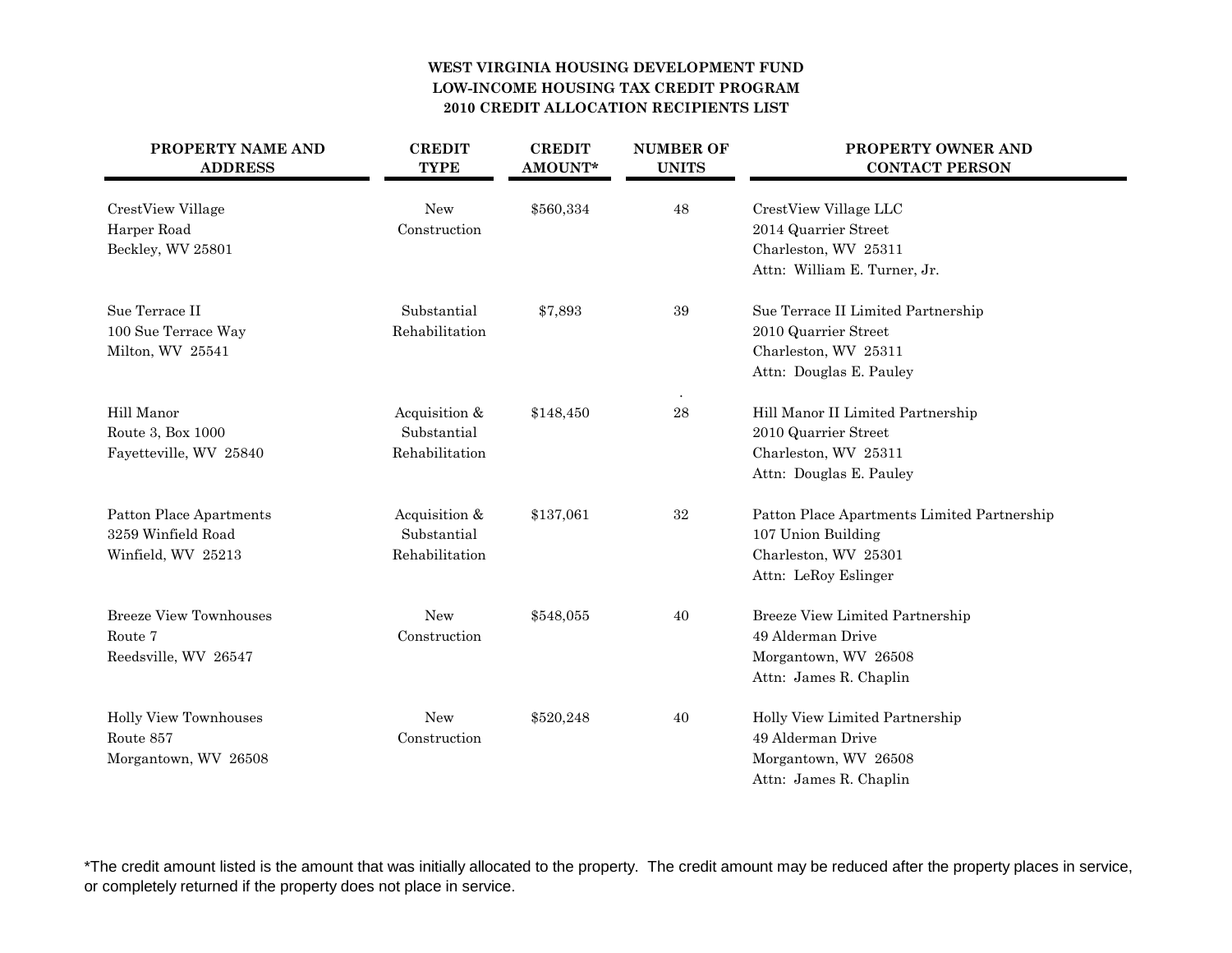# WEST VIRGINIA HOUSING DEVELOPMENT FUND
## LOW-INCOME HOUSING TAX CREDIT PROGRAM
## 2010 CREDIT ALLOCATION RECIPIENTS LIST

| PROPERTY NAME AND ADDRESS | CREDIT TYPE | CREDIT AMOUNT* | NUMBER OF UNITS | PROPERTY OWNER AND CONTACT PERSON |
|---|---|---|---|---|
| CrestView Village<br>Harper Road<br>Beckley, WV 25801 | New Construction | $560,334 | 48 | CrestView Village LLC<br>2014 Quarrier Street<br>Charleston, WV 25311<br>Attn: William E. Turner, Jr. |
| Sue Terrace II<br>100 Sue Terrace Way<br>Milton, WV 25541 | Substantial Rehabilitation | $7,893 | 39 | Sue Terrace II Limited Partnership<br>2010 Quarrier Street<br>Charleston, WV 25311<br>Attn: Douglas E. Pauley |
| Hill Manor<br>Route 3, Box 1000<br>Fayetteville, WV 25840 | Acquisition & Substantial Rehabilitation | $148,450 | 28 | Hill Manor II Limited Partnership<br>2010 Quarrier Street<br>Charleston, WV 25311<br>Attn: Douglas E. Pauley |
| Patton Place Apartments<br>3259 Winfield Road<br>Winfield, WV 25213 | Acquisition & Substantial Rehabilitation | $137,061 | 32 | Patton Place Apartments Limited Partnership<br>107 Union Building<br>Charleston, WV 25301<br>Attn: LeRoy Eslinger |
| Breeze View Townhouses<br>Route 7<br>Reedsville, WV 26547 | New Construction | $548,055 | 40 | Breeze View Limited Partnership<br>49 Alderman Drive<br>Morgantown, WV 26508<br>Attn: James R. Chaplin |
| Holly View Townhouses<br>Route 857<br>Morgantown, WV 26508 | New Construction | $520,248 | 40 | Holly View Limited Partnership<br>49 Alderman Drive<br>Morgantown, WV 26508<br>Attn: James R. Chaplin |

*The credit amount listed is the amount that was initially allocated to the property. The credit amount may be reduced after the property places in service, or completely returned if the property does not place in service.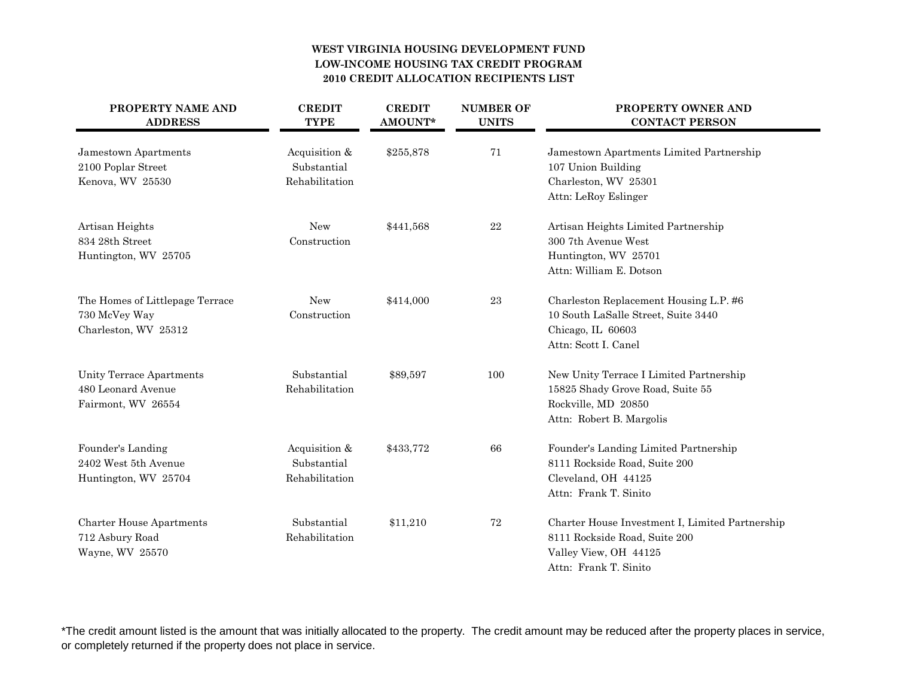**WEST VIRGINIA HOUSING DEVELOPMENT FUND**
**LOW-INCOME HOUSING TAX CREDIT PROGRAM**
**2010 CREDIT ALLOCATION RECIPIENTS LIST**

| PROPERTY NAME AND ADDRESS | CREDIT TYPE | CREDIT AMOUNT* | NUMBER OF UNITS | PROPERTY OWNER AND CONTACT PERSON |
|---|---|---|---|---|
| Jamestown Apartments<br>2100 Poplar Street<br>Kenova, WV 25530 | Acquisition & Substantial Rehabilitation | $255,878 | 71 | Jamestown Apartments Limited Partnership<br>107 Union Building<br>Charleston, WV 25301<br>Attn: LeRoy Eslinger |
| Artisan Heights<br>834 28th Street<br>Huntington, WV 25705 | New Construction | $441,568 | 22 | Artisan Heights Limited Partnership<br>300 7th Avenue West<br>Huntington, WV 25701<br>Attn: William E. Dotson |
| The Homes of Littlepage Terrace<br>730 McVey Way<br>Charleston, WV 25312 | New Construction | $414,000 | 23 | Charleston Replacement Housing L.P. #6<br>10 South LaSalle Street, Suite 3440<br>Chicago, IL 60603<br>Attn: Scott I. Canel |
| Unity Terrace Apartments<br>480 Leonard Avenue<br>Fairmont, WV 26554 | Substantial Rehabilitation | $89,597 | 100 | New Unity Terrace I Limited Partnership<br>15825 Shady Grove Road, Suite 55<br>Rockville, MD 20850<br>Attn: Robert B. Margolis |
| Founder's Landing<br>2402 West 5th Avenue<br>Huntington, WV 25704 | Acquisition & Substantial Rehabilitation | $433,772 | 66 | Founder's Landing Limited Partnership<br>8111 Rockside Road, Suite 200<br>Cleveland, OH 44125<br>Attn: Frank T. Sinito |
| Charter House Apartments<br>712 Asbury Road<br>Wayne, WV 25570 | Substantial Rehabilitation | $11,210 | 72 | Charter House Investment I, Limited Partnership<br>8111 Rockside Road, Suite 200<br>Valley View, OH 44125<br>Attn: Frank T. Sinito |

*The credit amount listed is the amount that was initially allocated to the property. The credit amount may be reduced after the property places in service, or completely returned if the property does not place in service.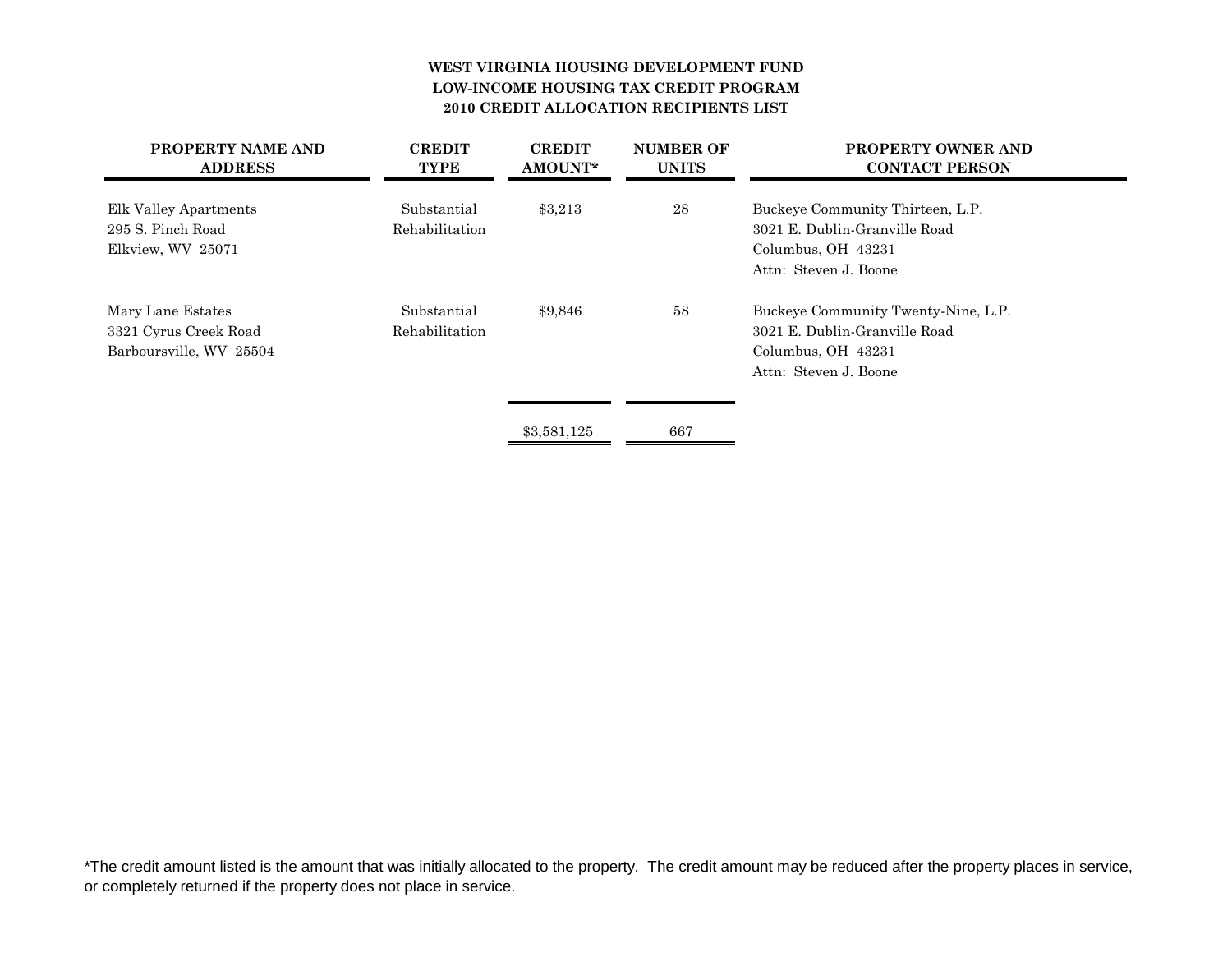**WEST VIRGINIA HOUSING DEVELOPMENT FUND**
**LOW-INCOME HOUSING TAX CREDIT PROGRAM**
**2010 CREDIT ALLOCATION RECIPIENTS LIST**

| PROPERTY NAME AND ADDRESS | CREDIT TYPE | CREDIT AMOUNT* | NUMBER OF UNITS | PROPERTY OWNER AND CONTACT PERSON |
|---|---|---|---|---|
| Elk Valley Apartments<br>295 S. Pinch Road<br>Elkview, WV 25071 | Substantial Rehabilitation | $3,213 | 28 | Buckeye Community Thirteen, L.P.<br>3021 E. Dublin-Granville Road<br>Columbus, OH 43231<br>Attn: Steven J. Boone |
| Mary Lane Estates<br>3321 Cyrus Creek Road<br>Barboursville, WV 25504 | Substantial Rehabilitation | $9,846 | 58 | Buckeye Community Twenty-Nine, L.P.<br>3021 E. Dublin-Granville Road<br>Columbus, OH 43231<br>Attn: Steven J. Boone |
| | | $3,581,125 | 667 | |

*The credit amount listed is the amount that was initially allocated to the property. The credit amount may be reduced after the property places in service, or completely returned if the property does not place in service.